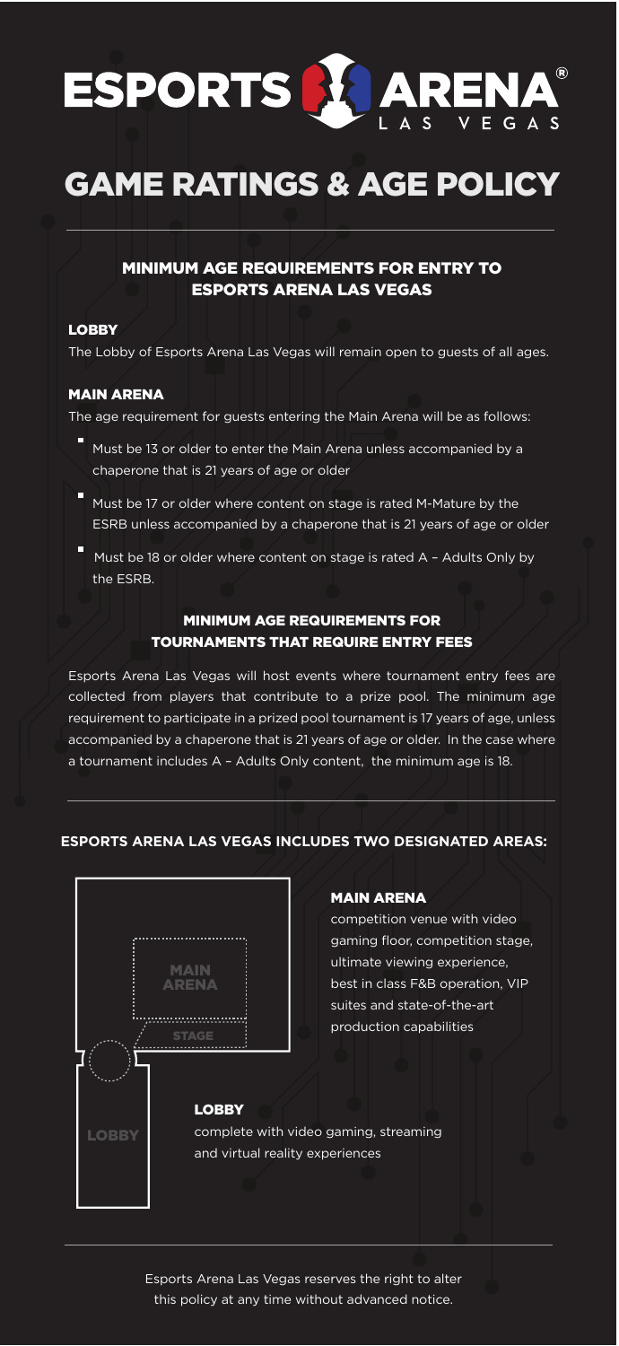# ESPORTS ARENA® LAS VEGAS

# GAME RATINGS & AGE POLICY

## MINIMUM AGE REQUIREMENTS FOR ENTRY TO ESPORTS ARENA LAS VEGAS

### LOBBY

The Lobby of Esports Arena Las Vegas will remain open to guests of all ages.

### MAIN ARENA

The age requirement for guests entering the Main Arena will be as follows:

- Must be 13 or older to enter the Main Arena unless accompanied by a chaperone that is 21 years of age or older
- Must be 17 or older where content on stage is rated M-Mature by the ESRB unless accompanied by a chaperone that is 21 years of age or older
- Must be 18 or older where content on stage is rated A – Adults Only by the ESRB.

## MINIMUM AGE REQUIREMENTS FOR TOURNAMENTS THAT REQUIRE ENTRY FEES

Esports Arena Las Vegas will host events where tournament entry fees are collected from players that contribute to a prize pool. The minimum age requirement to participate in a prized pool tournament is 17 years of age, unless accompanied by a chaperone that is 21 years of age or older. In the case where a tournament includes A – Adults Only content, the minimum age is 18.

## ESPORTS ARENA LAS VEGAS INCLUDES TWO DESIGNATED AREAS:

MAIN ARENA

STAGE

LOBBY

### MAIN ARENA

competition venue with video gaming floor, competition stage, ultimate viewing experience, best in class F&B operation, VIP suites and state-of-the-art production capabilities

### LOBBY

complete with video gaming, streaming and virtual reality experiences

Esports Arena Las Vegas reserves the right to alter this policy at any time without advanced notice.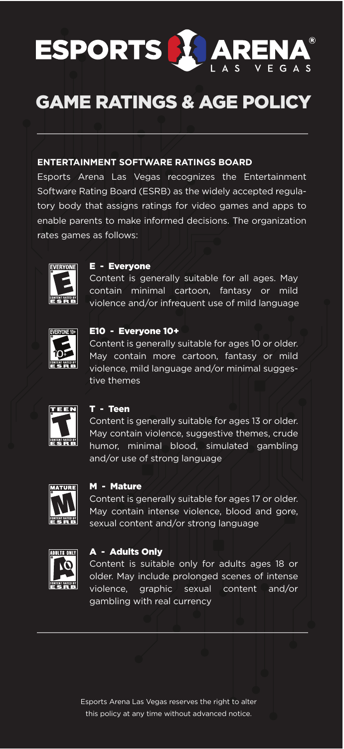# ESPORTS ARENA® LAS VEGAS

# GAME RATINGS & AGE POLICY

## ENTERTAINMENT SOFTWARE RATINGS BOARD

Esports Arena Las Vegas recognizes the Entertainment Software Rating Board (ESRB) as the widely accepted regulatory body that assigns ratings for video games and apps to enable parents to make informed decisions. The organization rates games as follows:

### E - Everyone

Content is generally suitable for all ages. May contain minimal cartoon, fantasy or mild violence and/or infrequent use of mild language

### E10 - Everyone 10+

Content is generally suitable for ages 10 or older. May contain more cartoon, fantasy or mild violence, mild language and/or minimal suggestive themes

### T - Teen

Content is generally suitable for ages 13 or older. May contain violence, suggestive themes, crude humor, minimal blood, simulated gambling and/or use of strong language

### M - Mature

Content is generally suitable for ages 17 or older. May contain intense violence, blood and gore, sexual content and/or strong language

### A - Adults Only

Content is suitable only for adults ages 18 or older. May include prolonged scenes of intense violence, graphic sexual content and/or gambling with real currency

Esports Arena Las Vegas reserves the right to alter this policy at any time without advanced notice.